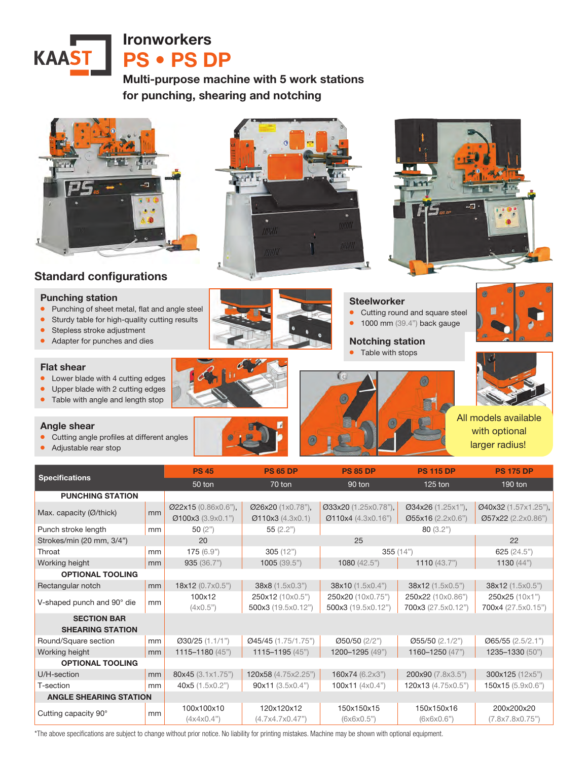# Ironworkers

## PS • PS DP

**Multi-purpose machine with 5 work stations for punching, shearing and notching**

## Standard configurations

### Punching station

- Punching of sheet metal, flat and angle steel
- Sturdy table for high-quality cutting results
- Stepless stroke adjustment
- Adapter for punches and dies

### Flat shear

- Lower blade with 4 cutting edges
- Upper blade with 2 cutting edges
- Table with angle and length stop

### Angle shear

- Cutting angle profiles at different angles
- Adjustable rear stop

### Steelworker

- Cutting round and square steel
- 1000 mm (39.4") back gauge

### Notching station

- Table with stops

All models available with optional larger radius!

| Specifications | | PS 45 | PS 65 DP | PS 85 DP | PS 115 DP | PS 175 DP |
|---|---|---|---|---|---|---|
| | | 50 ton | 70 ton | 90 ton | 125 ton | 190 ton |
| **PUNCHING STATION** | | | | | | |
| Max. capacity (Ø/thick) | mm | Ø22x15 (0.86x0.6"), Ø100x3 (3.9x0.1") | Ø26x20 (1x0.78"), Ø110x3 (4.3x0.1) | Ø33x20 (1.25x0.78"), Ø110x4 (4.3x0.16") | Ø34x26 (1.25x1"), Ø55x16 (2.2x0.6") | Ø40x32 (1.57x1.25"), Ø57x22 (2.2x0.86") |
| Punch stroke length | mm | 50 (2") | 55 (2.2") | 80 (3.2") | | |
| Strokes/min (20 mm, 3/4") | | 20 | 25 | | | 22 |
| Throat | mm | 175 (6.9") | 305 (12") | 355 (14") | | 625 (24.5") |
| Working height | mm | 935 (36.7") | 1005 (39.5") | 1080 (42.5") | 1110 (43.7") | 1130 (44") |
| **OPTIONAL TOOLING** | | | | | | |
| Rectangular notch | mm | 18x12 (0.7x0.5") | 38x8 (1.5x0.3") | 38x10 (1.5x0.4") | 38x12 (1.5x0.5") | 38x12 (1.5x0.5") |
| V-shaped punch and 90° die | mm | 100x12 (4x0.5") | 250x12 (10x0.5") 500x3 (19.5x0.12") | 250x20 (10x0.75") 500x3 (19.5x0.12") | 250x22 (10x0.86") 700x3 (27.5x0.12") | 250x25 (10x1") 700x4 (27.5x0.15") |
| **SECTION BAR SHEARING STATION** | | | | | | |
| Round/Square section | mm | Ø30/25 (1.1/1") | Ø45/45 (1.75/1.75") | Ø50/50 (2/2") | Ø55/50 (2.1/2") | Ø65/55 (2.5/2.1") |
| Working height | mm | 1115–1180 (45") | 1115–1195 (45") | 1200–1295 (49") | 1160–1250 (47") | 1235–1330 (50") |
| **OPTIONAL TOOLING** | | | | | | |
| U/H-section | mm | 80x45 (3.1x1.75") | 120x58 (4.75x2.25") | 160x74 (6.2x3") | 200x90 (7.8x3.5") | 300x125 (12x5") |
| T-section | mm | 40x5 (1.5x0.2") | 90x11 (3.5x0.4") | 100x11 (4x0.4") | 120x13 (4.75x0.5") | 150x15 (5.9x0.6") |
| **ANGLE SHEARING STATION** | | | | | | |
| Cutting capacity 90° | mm | 100x100x10 (4x4x0.4") | 120x120x12 (4.7x4.7x0.47") | 150x150x15 (6x6x0.5") | 150x150x16 (6x6x0.6") | 200x200x20 (7.8x7.8x0.75") |

*The above specifications are subject to change without prior notice. No liability for printing mistakes. Machine may be shown with optional equipment.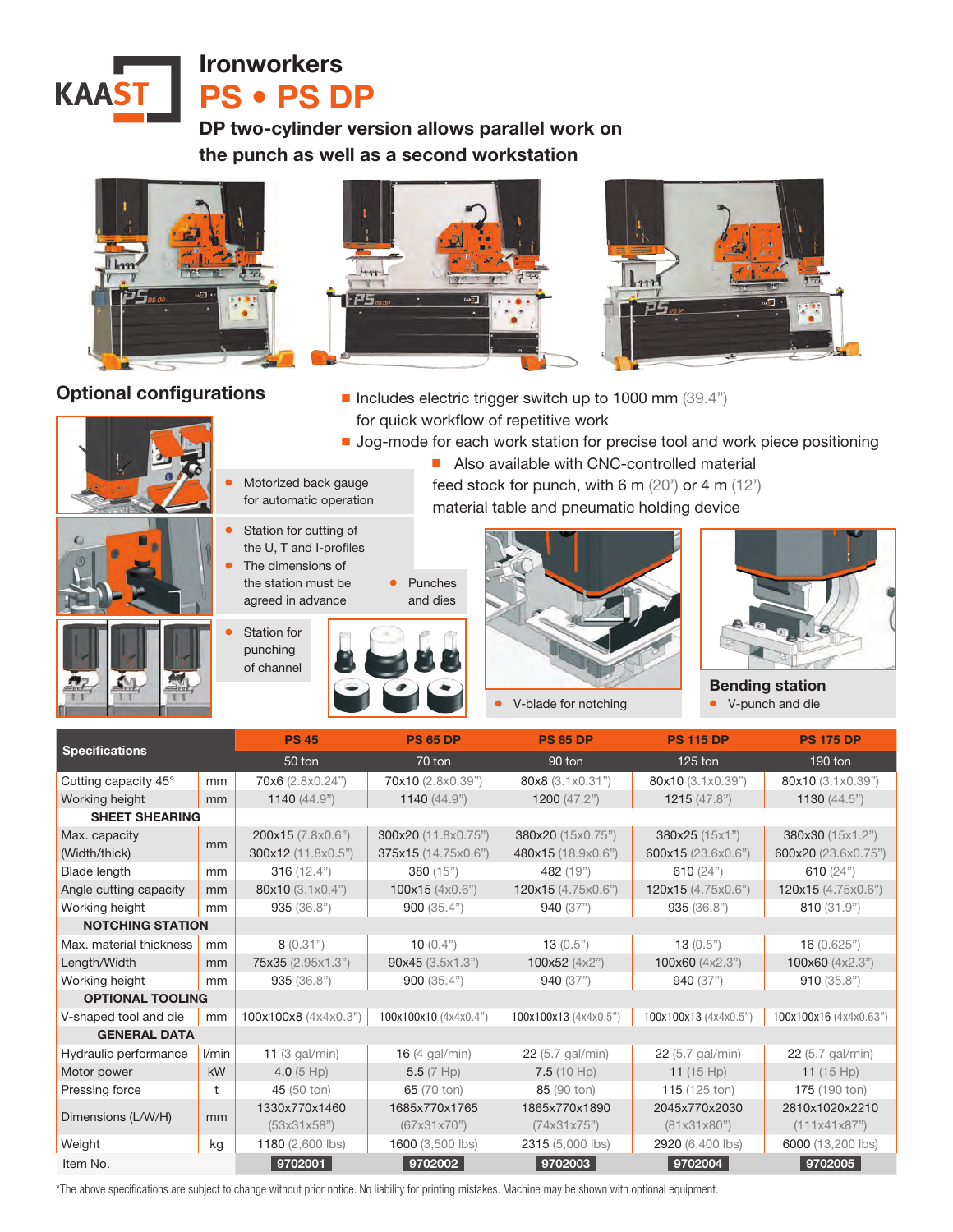# Ironworkers

## PS • PS DP

**DP two-cylinder version allows parallel work on the punch as well as a second workstation**

## Optional configurations

- Motorized back gauge for automatic operation
- Station for cutting of the U, T and I-profiles
- The dimensions of the station must be agreed in advance
- Punches and dies
- Station for punching of channel

- Includes electric trigger switch up to 1000 mm (39.4") for quick workflow of repetitive work
- Jog-mode for each work station for precise tool and work piece positioning
- Also available with CNC-controlled material feed stock for punch, with 6 m (20') or 4 m (12') material table and pneumatic holding device

- V-blade for notching

**Bending station**

- V-punch and die

| Specifications | | PS 45 | PS 65 DP | PS 85 DP | PS 115 DP | PS 175 DP |
|---|---|---|---|---|---|---|
| | | 50 ton | 70 ton | 90 ton | 125 ton | 190 ton |
| Cutting capacity 45° | mm | 70x6 (2.8x0.24") | 70x10 (2.8x0.39") | 80x8 (3.1x0.31") | 80x10 (3.1x0.39") | 80x10 (3.1x0.39") |
| Working height | mm | 1140 (44.9") | 1140 (44.9") | 1200 (47.2") | 1215 (47.8") | 1130 (44.5") |
| **SHEET SHEARING** | | | | | | |
| Max. capacity (Width/thick) | mm | 200x15 (7.8x0.6") 300x12 (11.8x0.5") | 300x20 (11.8x0.75") 375x15 (14.75x0.6") | 380x20 (15x0.75") 480x15 (18.9x0.6") | 380x25 (15x1") 600x15 (23.6x0.6") | 380x30 (15x1.2") 600x20 (23.6x0.75") |
| Blade length | mm | 316 (12.4") | 380 (15") | 482 (19") | 610 (24") | 610 (24") |
| Angle cutting capacity | mm | 80x10 (3.1x0.4") | 100x15 (4x0.6") | 120x15 (4.75x0.6") | 120x15 (4.75x0.6") | 120x15 (4.75x0.6") |
| Working height | mm | 935 (36.8") | 900 (35.4") | 940 (37") | 935 (36.8") | 810 (31.9") |
| **NOTCHING STATION** | | | | | | |
| Max. material thickness | mm | 8 (0.31") | 10 (0.4") | 13 (0.5") | 13 (0.5") | 16 (0.625") |
| Length/Width | mm | 75x35 (2.95x1.3") | 90x45 (3.5x1.3") | 100x52 (4x2") | 100x60 (4x2.3") | 100x60 (4x2.3") |
| Working height | mm | 935 (36.8") | 900 (35.4") | 940 (37") | 940 (37") | 910 (35.8") |
| **OPTIONAL TOOLING** | | | | | | |
| V-shaped tool and die | mm | 100x100x8 (4x4x0.3") | 100x100x10 (4x4x0.4") | 100x100x13 (4x4x0.5") | 100x100x13 (4x4x0.5") | 100x100x16 (4x4x0.63") |
| **GENERAL DATA** | | | | | | |
| Hydraulic performance | l/min | 11 (3 gal/min) | 16 (4 gal/min) | 22 (5.7 gal/min) | 22 (5.7 gal/min) | 22 (5.7 gal/min) |
| Motor power | kW | 4.0 (5 Hp) | 5.5 (7 Hp) | 7.5 (10 Hp) | 11 (15 Hp) | 11 (15 Hp) |
| Pressing force | t | 45 (50 ton) | 65 (70 ton) | 85 (90 ton) | 115 (125 ton) | 175 (190 ton) |
| Dimensions (L/W/H) | mm | 1330x770x1460 (53x31x58") | 1685x770x1765 (67x31x70") | 1865x770x1890 (74x31x75") | 2045x770x2030 (81x31x80") | 2810x1020x2210 (111x41x87") |
| Weight | kg | 1180 (2,600 lbs) | 1600 (3,500 lbs) | 2315 (5,000 lbs) | 2920 (6,400 lbs) | 6000 (13,200 lbs) |
| Item No. | | 9702001 | 9702002 | 9702003 | 9702004 | 9702005 |

*The above specifications are subject to change without prior notice. No liability for printing mistakes. Machine may be shown with optional equipment.